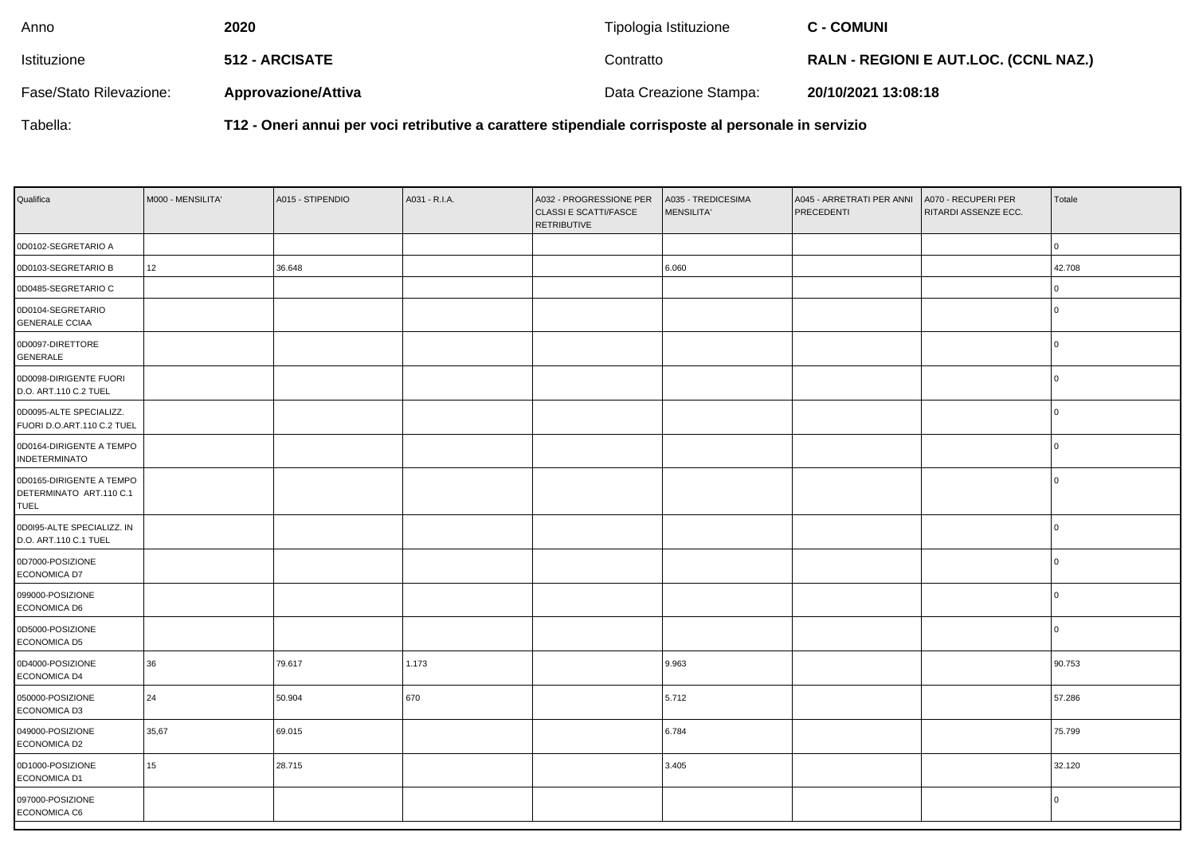| Anno | 2020 | Tipologia Istituzione | C - COMUNI |
|---|---|---|---|
| Istituzione | 512 - ARCISATE | Contratto | RALN - REGIONI E AUT.LOC. (CCNL NAZ.) |
| Fase/Stato Rilevazione: | Approvazione/Attiva | Data Creazione Stampa: | 20/10/2021 13:08:18 |
| Tabella: | T12 - Oneri annui per voci retributive a carattere stipendiale corrisposte al personale in servizio | | |

| Qualifica | M000 - MENSILITA' | A015 - STIPENDIO | A031 - R.I.A. | A032 - PROGRESSIONE PER CLASSI E SCATTI/FASCE RETRIBUTIVE | A035 - TREDICESIMA MENSILITA' | A045 - ARRETRATI PER ANNI PRECEDENTI | A070 - RECUPERI PER RITARDI ASSENZE ECC. | Totale |
|---|---|---|---|---|---|---|---|---|
| 0D0102-SEGRETARIO A | | | | | | | | 0 |
| 0D0103-SEGRETARIO B | 12 | 36.648 | | | 6.060 | | | 42.708 |
| 0D0485-SEGRETARIO C | | | | | | | | 0 |
| 0D0104-SEGRETARIO GENERALE CCIAA | | | | | | | | 0 |
| 0D0097-DIRETTORE GENERALE | | | | | | | | 0 |
| 0D0098-DIRIGENTE FUORI D.O. ART.110 C.2 TUEL | | | | | | | | 0 |
| 0D0095-ALTE SPECIALIZZ. FUORI D.O.ART.110 C.2 TUEL | | | | | | | | 0 |
| 0D0164-DIRIGENTE A TEMPO INDETERMINATO | | | | | | | | 0 |
| 0D0165-DIRIGENTE A TEMPO DETERMINATO ART.110 C.1 TUEL | | | | | | | | 0 |
| 0D0I95-ALTE SPECIALIZZ. IN D.O. ART.110 C.1 TUEL | | | | | | | | 0 |
| 0D7000-POSIZIONE ECONOMICA D7 | | | | | | | | 0 |
| 099000-POSIZIONE ECONOMICA D6 | | | | | | | | 0 |
| 0D5000-POSIZIONE ECONOMICA D5 | | | | | | | | 0 |
| 0D4000-POSIZIONE ECONOMICA D4 | 36 | 79.617 | 1.173 | | 9.963 | | | 90.753 |
| 050000-POSIZIONE ECONOMICA D3 | 24 | 50.904 | 670 | | 5.712 | | | 57.286 |
| 049000-POSIZIONE ECONOMICA D2 | 35,67 | 69.015 | | | 6.784 | | | 75.799 |
| 0D1000-POSIZIONE ECONOMICA D1 | 15 | 28.715 | | | 3.405 | | | 32.120 |
| 097000-POSIZIONE ECONOMICA C6 | | | | | | | | 0 |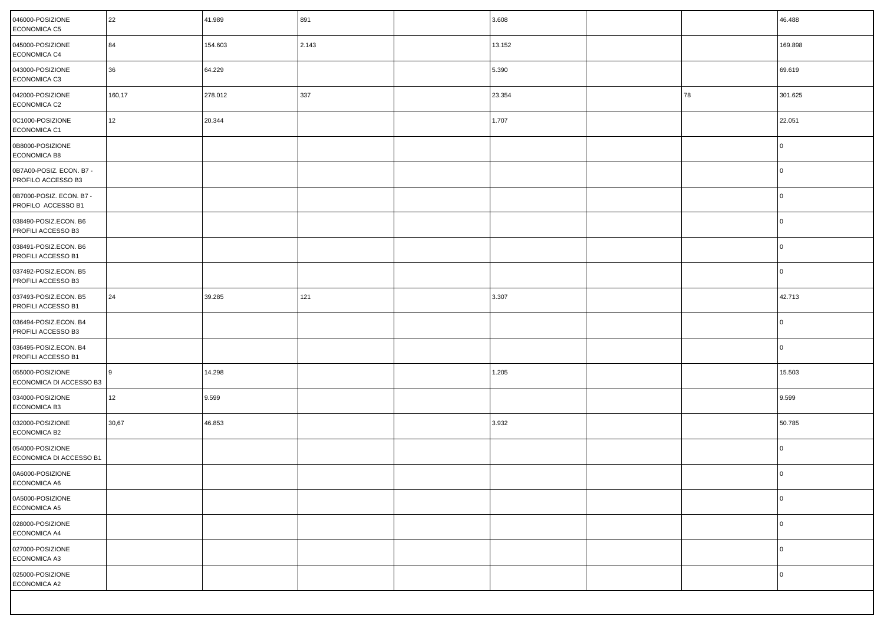| | | | | | | | | |
|---|---|---|---|---|---|---|---|---|
| 046000-POSIZIONE ECONOMICA C5 | 22 | 41.989 | 891 | | 3.608 | | | 46.488 |
| 045000-POSIZIONE ECONOMICA C4 | 84 | 154.603 | 2.143 | | 13.152 | | | 169.898 |
| 043000-POSIZIONE ECONOMICA C3 | 36 | 64.229 | | | 5.390 | | | 69.619 |
| 042000-POSIZIONE ECONOMICA C2 | 160,17 | 278.012 | 337 | | 23.354 | | 78 | 301.625 |
| 0C1000-POSIZIONE ECONOMICA C1 | 12 | 20.344 | | | 1.707 | | | 22.051 |
| 0B8000-POSIZIONE ECONOMICA B8 | | | | | | | | 0 |
| 0B7A00-POSIZ. ECON. B7 - PROFILO ACCESSO B3 | | | | | | | | 0 |
| 0B7000-POSIZ. ECON. B7 - PROFILO ACCESSO B1 | | | | | | | | 0 |
| 038490-POSIZ.ECON. B6 PROFILI ACCESSO B3 | | | | | | | | 0 |
| 038491-POSIZ.ECON. B6 PROFILI ACCESSO B1 | | | | | | | | 0 |
| 037492-POSIZ.ECON. B5 PROFILI ACCESSO B3 | | | | | | | | 0 |
| 037493-POSIZ.ECON. B5 PROFILI ACCESSO B1 | 24 | 39.285 | 121 | | 3.307 | | | 42.713 |
| 036494-POSIZ.ECON. B4 PROFILI ACCESSO B3 | | | | | | | | 0 |
| 036495-POSIZ.ECON. B4 PROFILI ACCESSO B1 | | | | | | | | 0 |
| 055000-POSIZIONE ECONOMICA DI ACCESSO B3 | 9 | 14.298 | | | 1.205 | | | 15.503 |
| 034000-POSIZIONE ECONOMICA B3 | 12 | 9.599 | | | | | | 9.599 |
| 032000-POSIZIONE ECONOMICA B2 | 30,67 | 46.853 | | | 3.932 | | | 50.785 |
| 054000-POSIZIONE ECONOMICA DI ACCESSO B1 | | | | | | | | 0 |
| 0A6000-POSIZIONE ECONOMICA A6 | | | | | | | | 0 |
| 0A5000-POSIZIONE ECONOMICA A5 | | | | | | | | 0 |
| 028000-POSIZIONE ECONOMICA A4 | | | | | | | | 0 |
| 027000-POSIZIONE ECONOMICA A3 | | | | | | | | 0 |
| 025000-POSIZIONE ECONOMICA A2 | | | | | | | | 0 |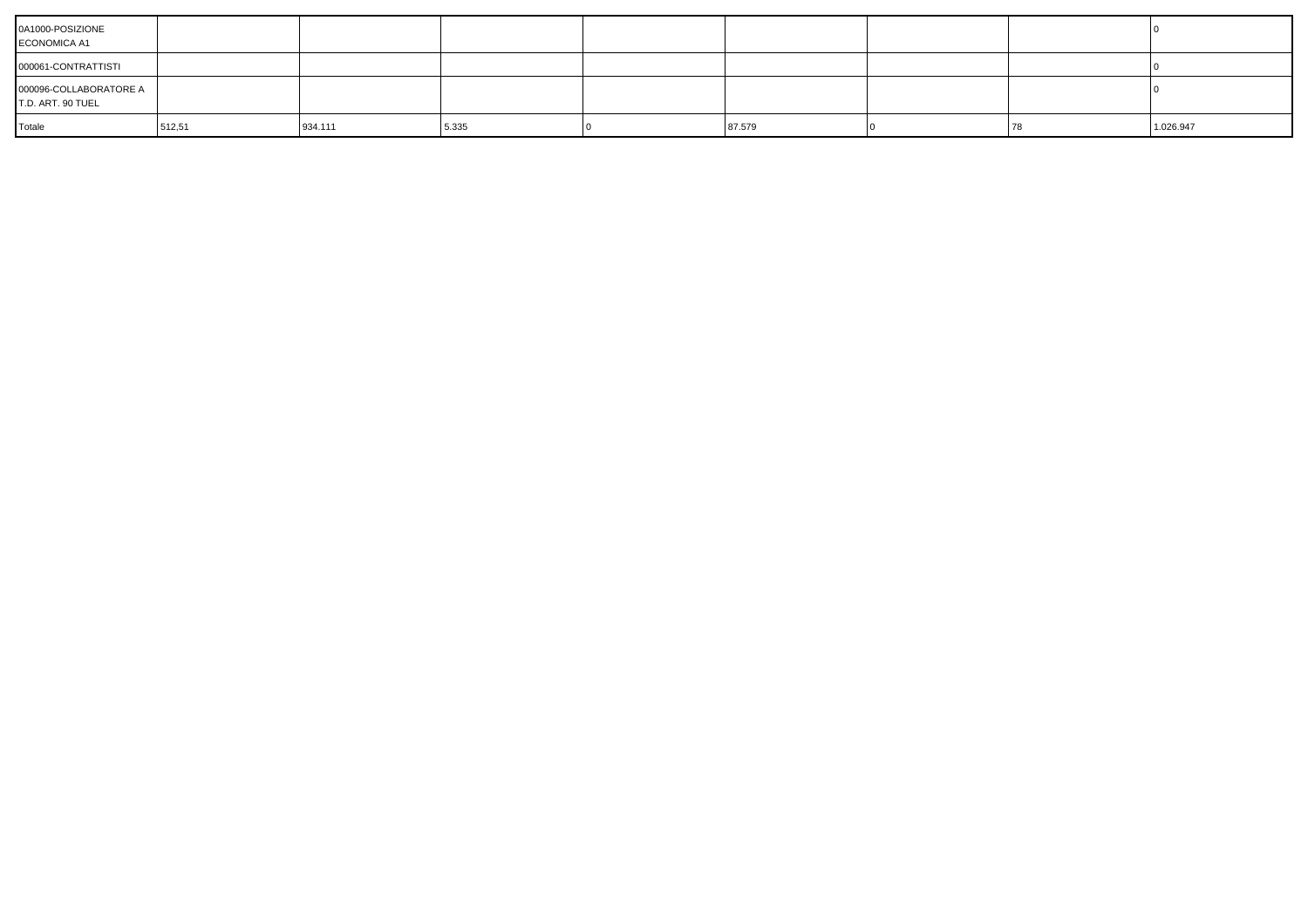| | | | | | | | | |
|---|---|---|---|---|---|---|---|---|
| 0A1000-POSIZIONE ECONOMICA A1 | | | | | | | | 0 |
| 000061-CONTRATTISTI | | | | | | | | 0 |
| 000096-COLLABORATORE A T.D. ART. 90 TUEL | | | | | | | | 0 |
| Totale | 512,51 | 934.111 | 5.335 | 0 | 87.579 | 0 | 78 | 1.026.947 |